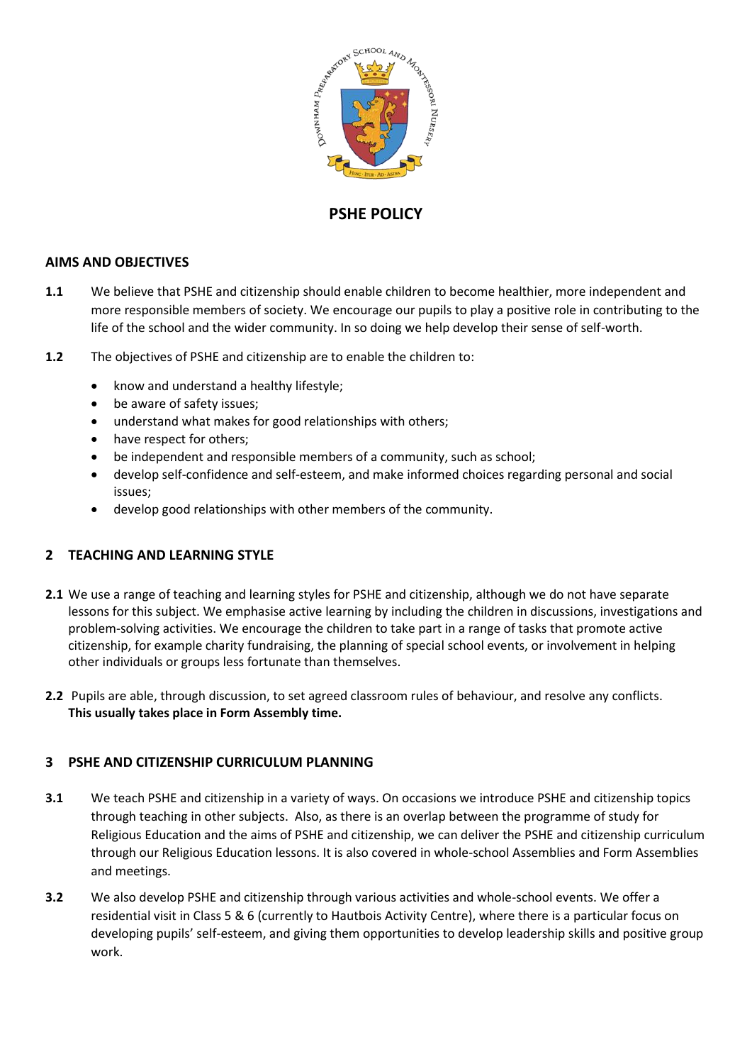# PSHE POLICY

## AIMS AND OBJECTIVES

**1.1** We believe that PSHE and citizenship should enable children to become healthier, more independent and more responsible members of society. We encourage our pupils to play a positive role in contributing to the life of the school and the wider community. In so doing we help develop their sense of self-worth.

**1.2** The objectives of PSHE and citizenship are to enable the children to:

- know and understand a healthy lifestyle;
- be aware of safety issues;
- understand what makes for good relationships with others;
- have respect for others;
- be independent and responsible members of a community, such as school;
- develop self-confidence and self-esteem, and make informed choices regarding personal and social issues;
- develop good relationships with other members of the community.

## 2 TEACHING AND LEARNING STYLE

**2.1** We use a range of teaching and learning styles for PSHE and citizenship, although we do not have separate lessons for this subject. We emphasise active learning by including the children in discussions, investigations and problem-solving activities. We encourage the children to take part in a range of tasks that promote active citizenship, for example charity fundraising, the planning of special school events, or involvement in helping other individuals or groups less fortunate than themselves.

**2.2** Pupils are able, through discussion, to set agreed classroom rules of behaviour, and resolve any conflicts. **This usually takes place in Form Assembly time.**

## 3 PSHE AND CITIZENSHIP CURRICULUM PLANNING

**3.1** We teach PSHE and citizenship in a variety of ways. On occasions we introduce PSHE and citizenship topics through teaching in other subjects. Also, as there is an overlap between the programme of study for Religious Education and the aims of PSHE and citizenship, we can deliver the PSHE and citizenship curriculum through our Religious Education lessons. It is also covered in whole-school Assemblies and Form Assemblies and meetings.

**3.2** We also develop PSHE and citizenship through various activities and whole-school events. We offer a residential visit in Class 5 & 6 (currently to Hautbois Activity Centre), where there is a particular focus on developing pupils' self-esteem, and giving them opportunities to develop leadership skills and positive group work.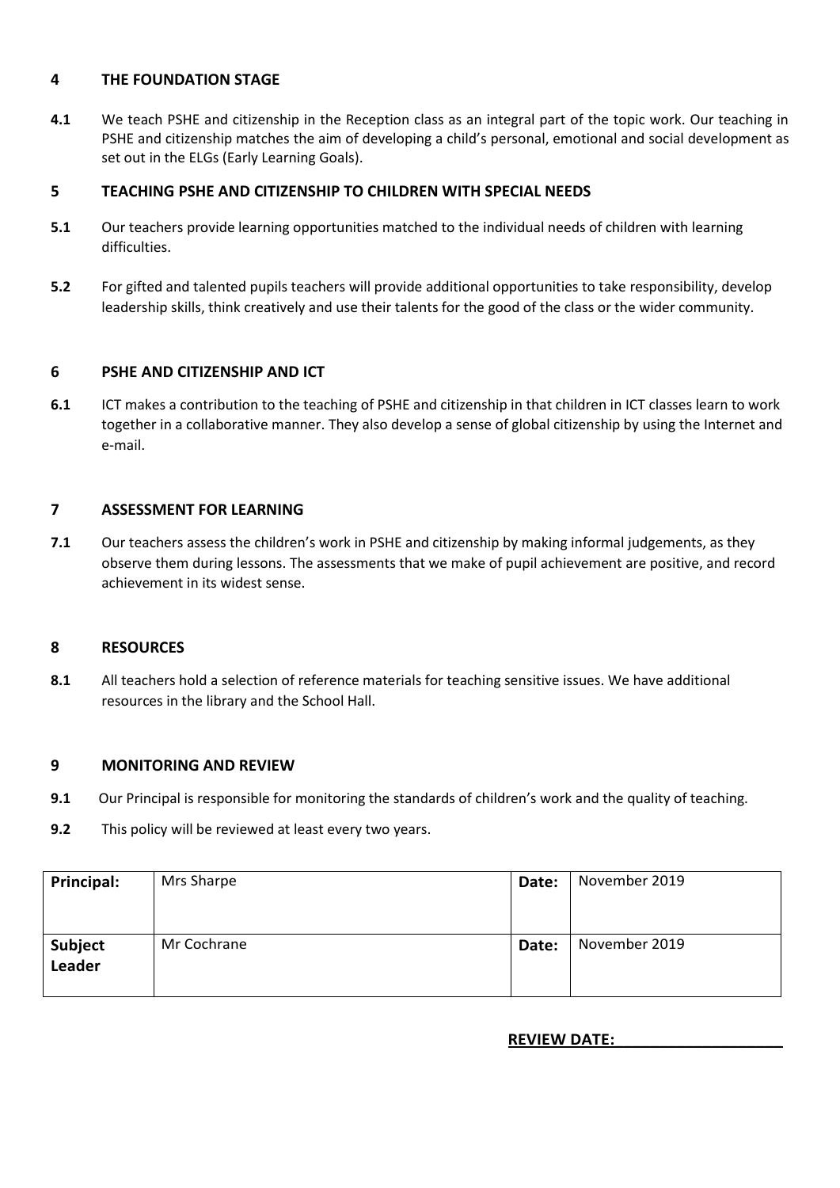## 4 THE FOUNDATION STAGE

**4.1** We teach PSHE and citizenship in the Reception class as an integral part of the topic work. Our teaching in PSHE and citizenship matches the aim of developing a child's personal, emotional and social development as set out in the ELGs (Early Learning Goals).

## 5 TEACHING PSHE AND CITIZENSHIP TO CHILDREN WITH SPECIAL NEEDS

**5.1** Our teachers provide learning opportunities matched to the individual needs of children with learning difficulties.

**5.2** For gifted and talented pupils teachers will provide additional opportunities to take responsibility, develop leadership skills, think creatively and use their talents for the good of the class or the wider community.

## 6 PSHE AND CITIZENSHIP AND ICT

**6.1** ICT makes a contribution to the teaching of PSHE and citizenship in that children in ICT classes learn to work together in a collaborative manner. They also develop a sense of global citizenship by using the Internet and e-mail.

## 7 ASSESSMENT FOR LEARNING

**7.1** Our teachers assess the children's work in PSHE and citizenship by making informal judgements, as they observe them during lessons. The assessments that we make of pupil achievement are positive, and record achievement in its widest sense.

## 8 RESOURCES

**8.1** All teachers hold a selection of reference materials for teaching sensitive issues. We have additional resources in the library and the School Hall.

## 9 MONITORING AND REVIEW

**9.1** Our Principal is responsible for monitoring the standards of children's work and the quality of teaching.

**9.2** This policy will be reviewed at least every two years.

| | | | |
|---|---|---|---|
| **Principal:** | Mrs Sharpe | **Date:** | November 2019 |
| **Subject Leader** | Mr Cochrane | **Date:** | November 2019 |

**REVIEW DATE:**\_\_\_\_\_\_\_\_\_\_\_\_\_\_\_\_\_\_\_\_